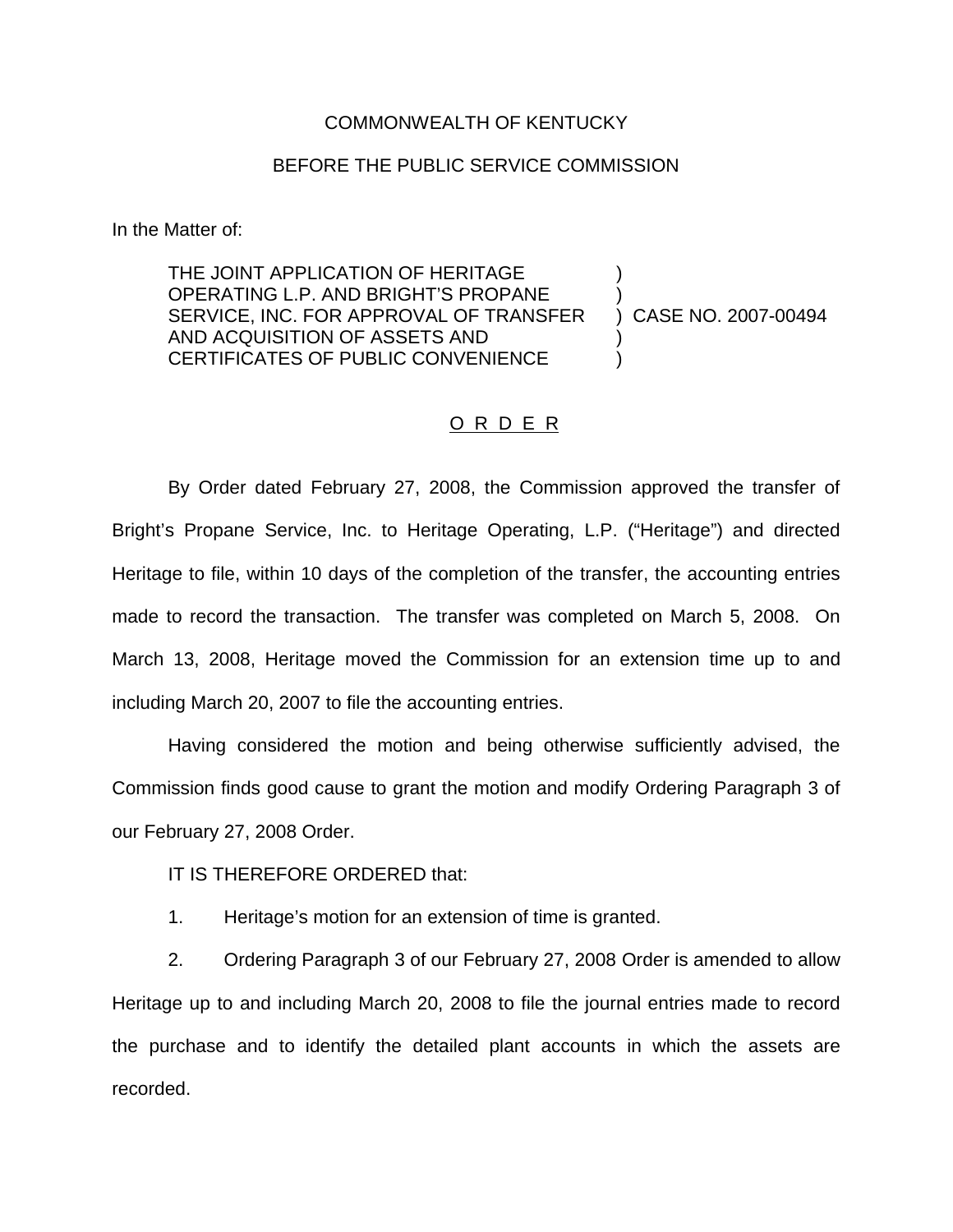COMMONWEALTH OF KENTUCKY

BEFORE THE PUBLIC SERVICE COMMISSION

In the Matter of:

THE JOINT APPLICATION OF HERITAGE OPERATING L.P. AND BRIGHT'S PROPANE SERVICE, INC. FOR APPROVAL OF TRANSFER AND ACQUISITION OF ASSETS AND CERTIFICATES OF PUBLIC CONVENIENCE ) CASE NO. 2007-00494

O R D E R

By Order dated February 27, 2008, the Commission approved the transfer of Bright's Propane Service, Inc. to Heritage Operating, L.P. ("Heritage") and directed Heritage to file, within 10 days of the completion of the transfer, the accounting entries made to record the transaction. The transfer was completed on March 5, 2008. On March 13, 2008, Heritage moved the Commission for an extension time up to and including March 20, 2007 to file the accounting entries.

Having considered the motion and being otherwise sufficiently advised, the Commission finds good cause to grant the motion and modify Ordering Paragraph 3 of our February 27, 2008 Order.

IT IS THEREFORE ORDERED that:

1. Heritage's motion for an extension of time is granted.

2. Ordering Paragraph 3 of our February 27, 2008 Order is amended to allow Heritage up to and including March 20, 2008 to file the journal entries made to record the purchase and to identify the detailed plant accounts in which the assets are recorded.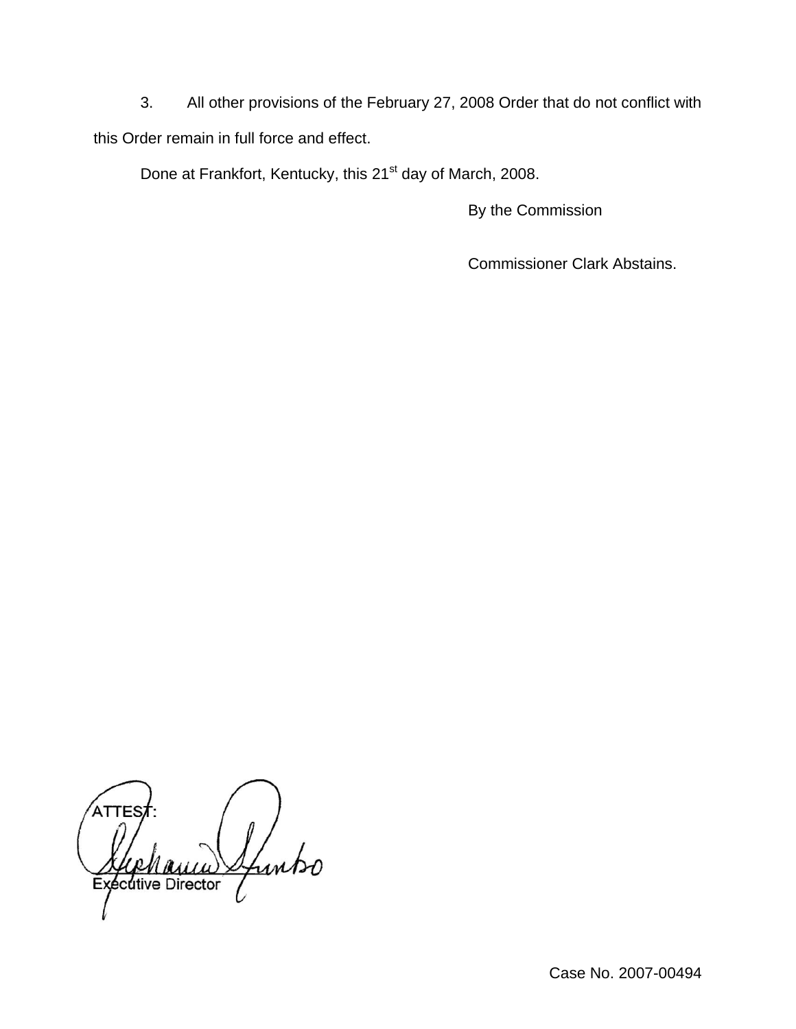3. All other provisions of the February 27, 2008 Order that do not conflict with this Order remain in full force and effect.

Done at Frankfort, Kentucky, this 21st day of March, 2008.

By the Commission

Commissioner Clark Abstains.

ATTEST:

Executive Director

Case No. 2007-00494